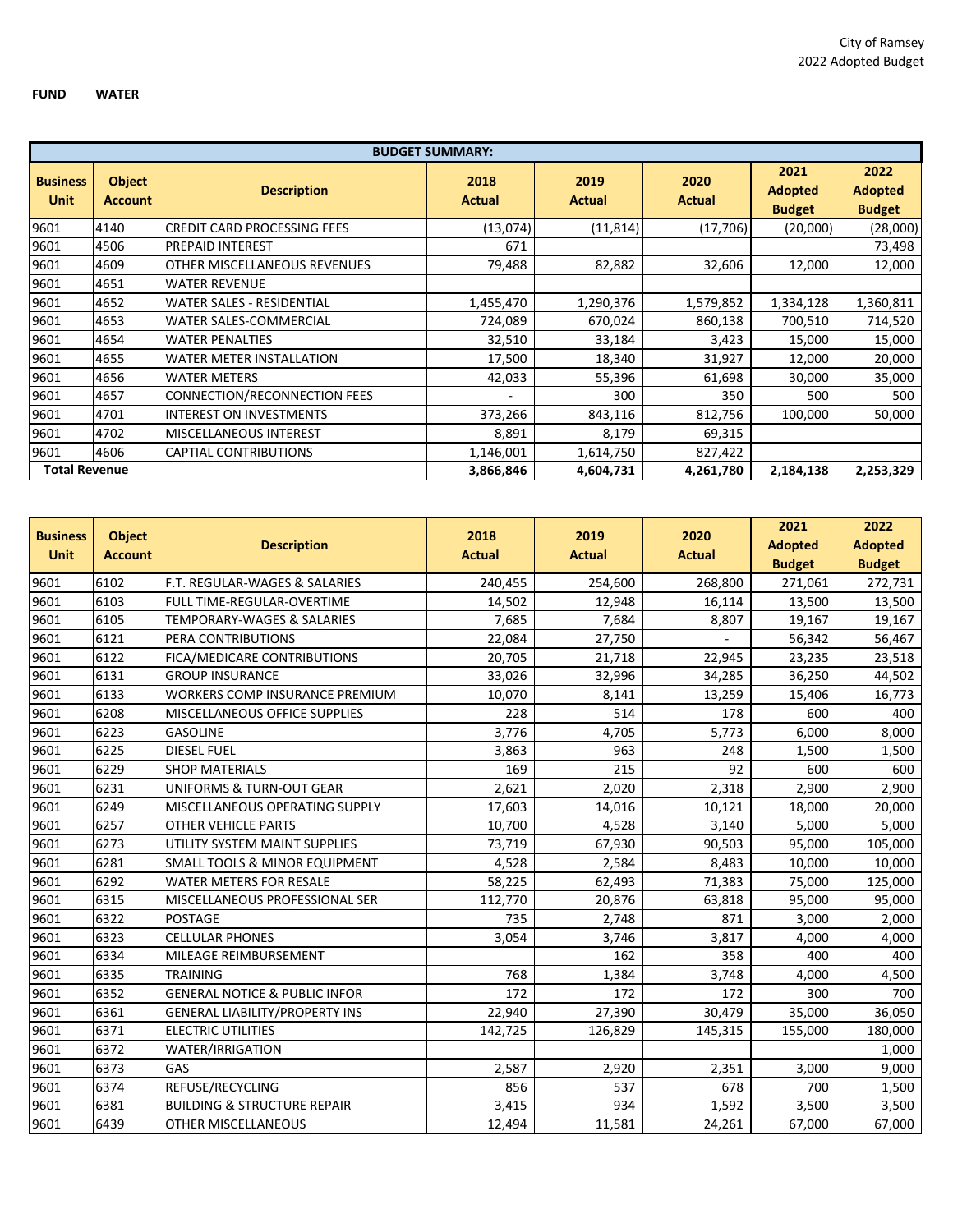City of Ramsey
2022 Adopted Budget

**FUND WATER**

| BUDGET SUMMARY: | | | | | | | |
|---|---|---|---|---|---|---|---|
| **Business Unit** | **Object Account** | **Description** | **2018 Actual** | **2019 Actual** | **2020 Actual** | **2021 Adopted Budget** | **2022 Adopted Budget** |
| 9601 | 4140 | CREDIT CARD PROCESSING FEES | (13,074) | (11,814) | (17,706) | (20,000) | (28,000) |
| 9601 | 4506 | PREPAID INTEREST | 671 | | | | 73,498 |
| 9601 | 4609 | OTHER MISCELLANEOUS REVENUES | 79,488 | 82,882 | 32,606 | 12,000 | 12,000 |
| 9601 | 4651 | WATER REVENUE | | | | | |
| 9601 | 4652 | WATER SALES - RESIDENTIAL | 1,455,470 | 1,290,376 | 1,579,852 | 1,334,128 | 1,360,811 |
| 9601 | 4653 | WATER SALES-COMMERCIAL | 724,089 | 670,024 | 860,138 | 700,510 | 714,520 |
| 9601 | 4654 | WATER PENALTIES | 32,510 | 33,184 | 3,423 | 15,000 | 15,000 |
| 9601 | 4655 | WATER METER INSTALLATION | 17,500 | 18,340 | 31,927 | 12,000 | 20,000 |
| 9601 | 4656 | WATER METERS | 42,033 | 55,396 | 61,698 | 30,000 | 35,000 |
| 9601 | 4657 | CONNECTION/RECONNECTION FEES | - | 300 | 350 | 500 | 500 |
| 9601 | 4701 | INTEREST ON INVESTMENTS | 373,266 | 843,116 | 812,756 | 100,000 | 50,000 |
| 9601 | 4702 | MISCELLANEOUS INTEREST | 8,891 | 8,179 | 69,315 | | |
| 9601 | 4606 | CAPTIAL CONTRIBUTIONS | 1,146,001 | 1,614,750 | 827,422 | | |
| **Total Revenue** | | | **3,866,846** | **4,604,731** | **4,261,780** | **2,184,138** | **2,253,329** |

| **Business Unit** | **Object Account** | **Description** | **2018 Actual** | **2019 Actual** | **2020 Actual** | **2021 Adopted Budget** | **2022 Adopted Budget** |
|---|---|---|---|---|---|---|---|
| 9601 | 6102 | F.T. REGULAR-WAGES & SALARIES | 240,455 | 254,600 | 268,800 | 271,061 | 272,731 |
| 9601 | 6103 | FULL TIME-REGULAR-OVERTIME | 14,502 | 12,948 | 16,114 | 13,500 | 13,500 |
| 9601 | 6105 | TEMPORARY-WAGES & SALARIES | 7,685 | 7,684 | 8,807 | 19,167 | 19,167 |
| 9601 | 6121 | PERA CONTRIBUTIONS | 22,084 | 27,750 | - | 56,342 | 56,467 |
| 9601 | 6122 | FICA/MEDICARE CONTRIBUTIONS | 20,705 | 21,718 | 22,945 | 23,235 | 23,518 |
| 9601 | 6131 | GROUP INSURANCE | 33,026 | 32,996 | 34,285 | 36,250 | 44,502 |
| 9601 | 6133 | WORKERS COMP INSURANCE PREMIUM | 10,070 | 8,141 | 13,259 | 15,406 | 16,773 |
| 9601 | 6208 | MISCELLANEOUS OFFICE SUPPLIES | 228 | 514 | 178 | 600 | 400 |
| 9601 | 6223 | GASOLINE | 3,776 | 4,705 | 5,773 | 6,000 | 8,000 |
| 9601 | 6225 | DIESEL FUEL | 3,863 | 963 | 248 | 1,500 | 1,500 |
| 9601 | 6229 | SHOP MATERIALS | 169 | 215 | 92 | 600 | 600 |
| 9601 | 6231 | UNIFORMS & TURN-OUT GEAR | 2,621 | 2,020 | 2,318 | 2,900 | 2,900 |
| 9601 | 6249 | MISCELLANEOUS OPERATING SUPPLY | 17,603 | 14,016 | 10,121 | 18,000 | 20,000 |
| 9601 | 6257 | OTHER VEHICLE PARTS | 10,700 | 4,528 | 3,140 | 5,000 | 5,000 |
| 9601 | 6273 | UTILITY SYSTEM MAINT SUPPLIES | 73,719 | 67,930 | 90,503 | 95,000 | 105,000 |
| 9601 | 6281 | SMALL TOOLS & MINOR EQUIPMENT | 4,528 | 2,584 | 8,483 | 10,000 | 10,000 |
| 9601 | 6292 | WATER METERS FOR RESALE | 58,225 | 62,493 | 71,383 | 75,000 | 125,000 |
| 9601 | 6315 | MISCELLANEOUS PROFESSIONAL SER | 112,770 | 20,876 | 63,818 | 95,000 | 95,000 |
| 9601 | 6322 | POSTAGE | 735 | 2,748 | 871 | 3,000 | 2,000 |
| 9601 | 6323 | CELLULAR PHONES | 3,054 | 3,746 | 3,817 | 4,000 | 4,000 |
| 9601 | 6334 | MILEAGE REIMBURSEMENT | | 162 | 358 | 400 | 400 |
| 9601 | 6335 | TRAINING | 768 | 1,384 | 3,748 | 4,000 | 4,500 |
| 9601 | 6352 | GENERAL NOTICE & PUBLIC INFOR | 172 | 172 | 172 | 300 | 700 |
| 9601 | 6361 | GENERAL LIABILITY/PROPERTY INS | 22,940 | 27,390 | 30,479 | 35,000 | 36,050 |
| 9601 | 6371 | ELECTRIC UTILITIES | 142,725 | 126,829 | 145,315 | 155,000 | 180,000 |
| 9601 | 6372 | WATER/IRRIGATION | | | | | 1,000 |
| 9601 | 6373 | GAS | 2,587 | 2,920 | 2,351 | 3,000 | 9,000 |
| 9601 | 6374 | REFUSE/RECYCLING | 856 | 537 | 678 | 700 | 1,500 |
| 9601 | 6381 | BUILDING & STRUCTURE REPAIR | 3,415 | 934 | 1,592 | 3,500 | 3,500 |
| 9601 | 6439 | OTHER MISCELLANEOUS | 12,494 | 11,581 | 24,261 | 67,000 | 67,000 |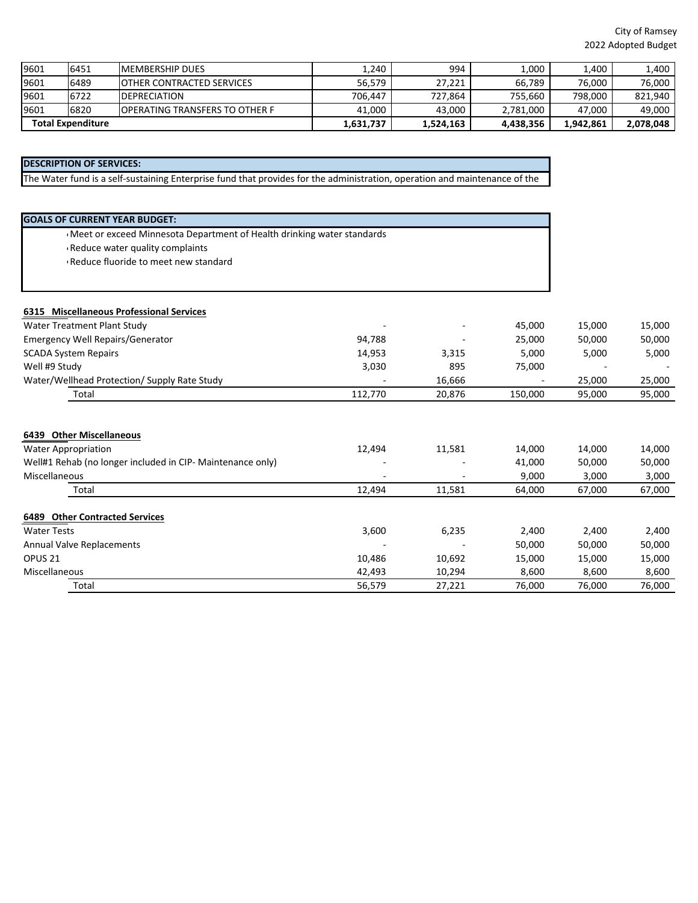| | | | | | | | |
|---|---|---|---|---|---|---|---|
| 9601 | 6451 | MEMBERSHIP DUES | 1,240 | 994 | 1,000 | 1,400 | 1,400 |
| 9601 | 6489 | OTHER CONTRACTED SERVICES | 56,579 | 27,221 | 66,789 | 76,000 | 76,000 |
| 9601 | 6722 | DEPRECIATION | 706,447 | 727,864 | 755,660 | 798,000 | 821,940 |
| 9601 | 6820 | OPERATING TRANSFERS TO OTHER F | 41,000 | 43,000 | 2,781,000 | 47,000 | 49,000 |
| **Total Expenditure** | | | **1,631,737** | **1,524,163** | **4,438,356** | **1,942,861** | **2,078,048** |

**DESCRIPTION OF SERVICES:**

The Water fund is a self-sustaining Enterprise fund that provides for the administration, operation and maintenance of the

**GOALS OF CURRENT YEAR BUDGET:**

- Meet or exceed Minnesota Department of Health drinking water standards
- Reduce water quality complaints
- Reduce fluoride to meet new standard

| **6315 Miscellaneous Professional Services** | | | | | |
|---|---|---|---|---|---|
| Water Treatment Plant Study | - | - | 45,000 | 15,000 | 15,000 |
| Emergency Well Repairs/Generator | 94,788 | - | 25,000 | 50,000 | 50,000 |
| SCADA System Repairs | 14,953 | 3,315 | 5,000 | 5,000 | 5,000 |
| Well #9 Study | 3,030 | 895 | 75,000 | - | - |
| Water/Wellhead Protection/ Supply Rate Study | - | 16,666 | - | 25,000 | 25,000 |
| Total | 112,770 | 20,876 | 150,000 | 95,000 | 95,000 |

| **6439 Other Miscellaneous** | | | | | |
|---|---|---|---|---|---|
| Water Appropriation | 12,494 | 11,581 | 14,000 | 14,000 | 14,000 |
| Well#1 Rehab (no longer included in CIP- Maintenance only) | - | - | 41,000 | 50,000 | 50,000 |
| Miscellaneous | - | - | 9,000 | 3,000 | 3,000 |
| Total | 12,494 | 11,581 | 64,000 | 67,000 | 67,000 |

| **6489 Other Contracted Services** | | | | | |
|---|---|---|---|---|---|
| Water Tests | 3,600 | 6,235 | 2,400 | 2,400 | 2,400 |
| Annual Valve Replacements | - | - | 50,000 | 50,000 | 50,000 |
| OPUS 21 | 10,486 | 10,692 | 15,000 | 15,000 | 15,000 |
| Miscellaneous | 42,493 | 10,294 | 8,600 | 8,600 | 8,600 |
| Total | 56,579 | 27,221 | 76,000 | 76,000 | 76,000 |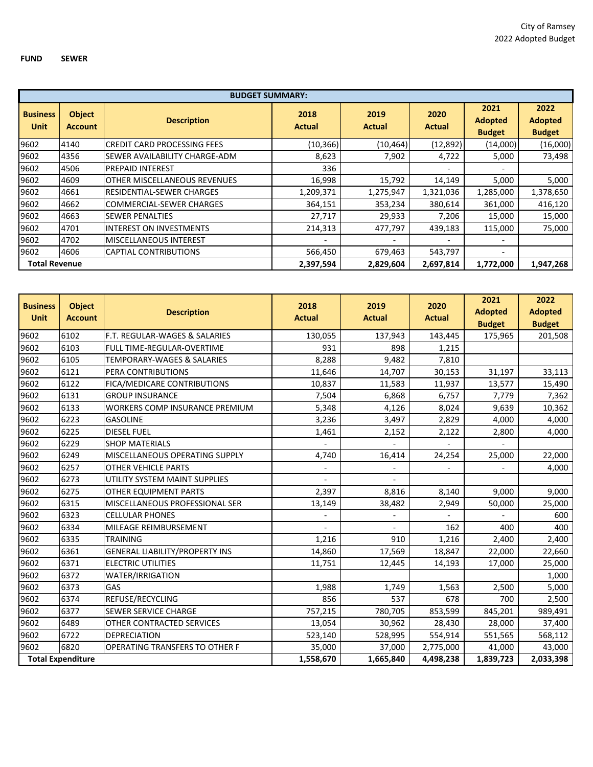**FUND SEWER**

| BUDGET SUMMARY: | | | | | | | |
|---|---|---|---|---|---|---|---|
| **Business Unit** | **Object Account** | **Description** | **2018 Actual** | **2019 Actual** | **2020 Actual** | **2021 Adopted Budget** | **2022 Adopted Budget** |
| 9602 | 4140 | CREDIT CARD PROCESSING FEES | (10,366) | (10,464) | (12,892) | (14,000) | (16,000) |
| 9602 | 4356 | SEWER AVAILABILITY CHARGE-ADM | 8,623 | 7,902 | 4,722 | 5,000 | 73,498 |
| 9602 | 4506 | PREPAID INTEREST | 336 | | - | - | |
| 9602 | 4609 | OTHER MISCELLANEOUS REVENUES | 16,998 | 15,792 | 14,149 | 5,000 | 5,000 |
| 9602 | 4661 | RESIDENTIAL-SEWER CHARGES | 1,209,371 | 1,275,947 | 1,321,036 | 1,285,000 | 1,378,650 |
| 9602 | 4662 | COMMERCIAL-SEWER CHARGES | 364,151 | 353,234 | 380,614 | 361,000 | 416,120 |
| 9602 | 4663 | SEWER PENALTIES | 27,717 | 29,933 | 7,206 | 15,000 | 15,000 |
| 9602 | 4701 | INTEREST ON INVESTMENTS | 214,313 | 477,797 | 439,183 | 115,000 | 75,000 |
| 9602 | 4702 | MISCELLANEOUS INTEREST | - | - | - | - | |
| 9602 | 4606 | CAPTIAL CONTRIBUTIONS | 566,450 | 679,463 | 543,797 | - | |
| **Total Revenue** | | | **2,397,594** | **2,829,604** | **2,697,814** | **1,772,000** | **1,947,268** |

| **Business Unit** | **Object Account** | **Description** | **2018 Actual** | **2019 Actual** | **2020 Actual** | **2021 Adopted Budget** | **2022 Adopted Budget** |
|---|---|---|---|---|---|---|---|
| 9602 | 6102 | F.T. REGULAR-WAGES & SALARIES | 130,055 | 137,943 | 143,445 | 175,965 | 201,508 |
| 9602 | 6103 | FULL TIME-REGULAR-OVERTIME | 931 | 898 | 1,215 | | |
| 9602 | 6105 | TEMPORARY-WAGES & SALARIES | 8,288 | 9,482 | 7,810 | | |
| 9602 | 6121 | PERA CONTRIBUTIONS | 11,646 | 14,707 | 30,153 | 31,197 | 33,113 |
| 9602 | 6122 | FICA/MEDICARE CONTRIBUTIONS | 10,837 | 11,583 | 11,937 | 13,577 | 15,490 |
| 9602 | 6131 | GROUP INSURANCE | 7,504 | 6,868 | 6,757 | 7,779 | 7,362 |
| 9602 | 6133 | WORKERS COMP INSURANCE PREMIUM | 5,348 | 4,126 | 8,024 | 9,639 | 10,362 |
| 9602 | 6223 | GASOLINE | 3,236 | 3,497 | 2,829 | 4,000 | 4,000 |
| 9602 | 6225 | DIESEL FUEL | 1,461 | 2,152 | 2,122 | 2,800 | 4,000 |
| 9602 | 6229 | SHOP MATERIALS | - | - | - | - | |
| 9602 | 6249 | MISCELLANEOUS OPERATING SUPPLY | 4,740 | 16,414 | 24,254 | 25,000 | 22,000 |
| 9602 | 6257 | OTHER VEHICLE PARTS | - | - | - | - | 4,000 |
| 9602 | 6273 | UTILITY SYSTEM MAINT SUPPLIES | - | - | | | |
| 9602 | 6275 | OTHER EQUIPMENT PARTS | 2,397 | 8,816 | 8,140 | 9,000 | 9,000 |
| 9602 | 6315 | MISCELLANEOUS PROFESSIONAL SER | 13,149 | 38,482 | 2,949 | 50,000 | 25,000 |
| 9602 | 6323 | CELLULAR PHONES | - | - | - | - | 600 |
| 9602 | 6334 | MILEAGE REIMBURSEMENT | - | - | 162 | 400 | 400 |
| 9602 | 6335 | TRAINING | 1,216 | 910 | 1,216 | 2,400 | 2,400 |
| 9602 | 6361 | GENERAL LIABILITY/PROPERTY INS | 14,860 | 17,569 | 18,847 | 22,000 | 22,660 |
| 9602 | 6371 | ELECTRIC UTILITIES | 11,751 | 12,445 | 14,193 | 17,000 | 25,000 |
| 9602 | 6372 | WATER/IRRIGATION | | | | | 1,000 |
| 9602 | 6373 | GAS | 1,988 | 1,749 | 1,563 | 2,500 | 5,000 |
| 9602 | 6374 | REFUSE/RECYCLING | 856 | 537 | 678 | 700 | 2,500 |
| 9602 | 6377 | SEWER SERVICE CHARGE | 757,215 | 780,705 | 853,599 | 845,201 | 989,491 |
| 9602 | 6489 | OTHER CONTRACTED SERVICES | 13,054 | 30,962 | 28,430 | 28,000 | 37,400 |
| 9602 | 6722 | DEPRECIATION | 523,140 | 528,995 | 554,914 | 551,565 | 568,112 |
| 9602 | 6820 | OPERATING TRANSFERS TO OTHER F | 35,000 | 37,000 | 2,775,000 | 41,000 | 43,000 |
| **Total Expenditure** | | | **1,558,670** | **1,665,840** | **4,498,238** | **1,839,723** | **2,033,398** |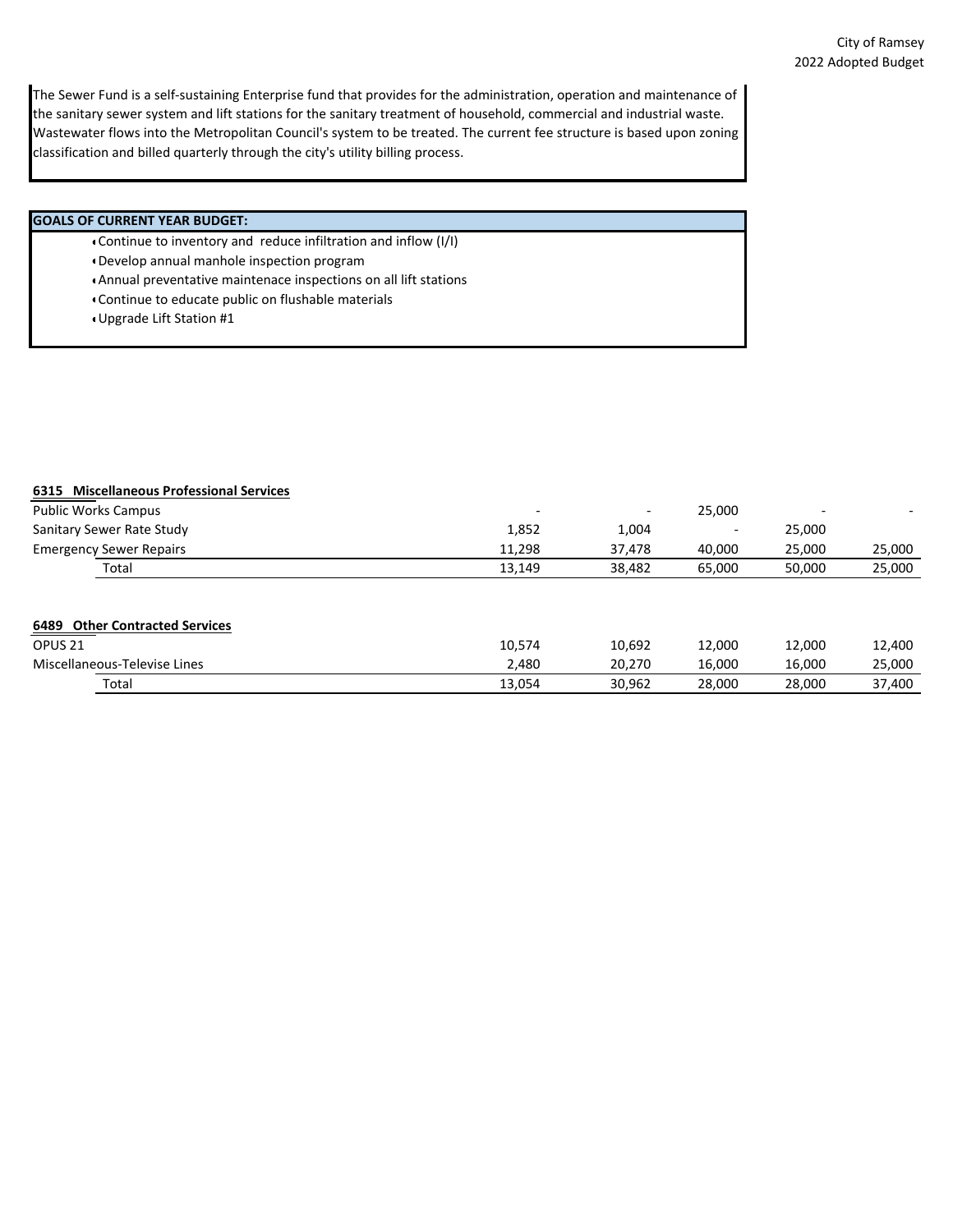The Sewer Fund is a self-sustaining Enterprise fund that provides for the administration, operation and maintenance of the sanitary sewer system and lift stations for the sanitary treatment of household, commercial and industrial waste. Wastewater flows into the Metropolitan Council's system to be treated. The current fee structure is based upon zoning classification and billed quarterly through the city's utility billing process.

**GOALS OF CURRENT YEAR BUDGET:**

- Continue to inventory and reduce infiltration and inflow (I/I)
- Develop annual manhole inspection program
- Annual preventative maintenace inspections on all lift stations
- Continue to educate public on flushable materials
- Upgrade Lift Station #1

**6315 Miscellaneous Professional Services**

| | | | | | |
|---|---|---|---|---|---|
| Public Works Campus | - | - | 25,000 | - | - |
| Sanitary Sewer Rate Study | 1,852 | 1,004 | - | 25,000 | |
| Emergency Sewer Repairs | 11,298 | 37,478 | 40,000 | 25,000 | 25,000 |
| Total | 13,149 | 38,482 | 65,000 | 50,000 | 25,000 |

**6489 Other Contracted Services**

| | | | | | |
|---|---|---|---|---|---|
| OPUS 21 | 10,574 | 10,692 | 12,000 | 12,000 | 12,400 |
| Miscellaneous-Televise Lines | 2,480 | 20,270 | 16,000 | 16,000 | 25,000 |
| Total | 13,054 | 30,962 | 28,000 | 28,000 | 37,400 |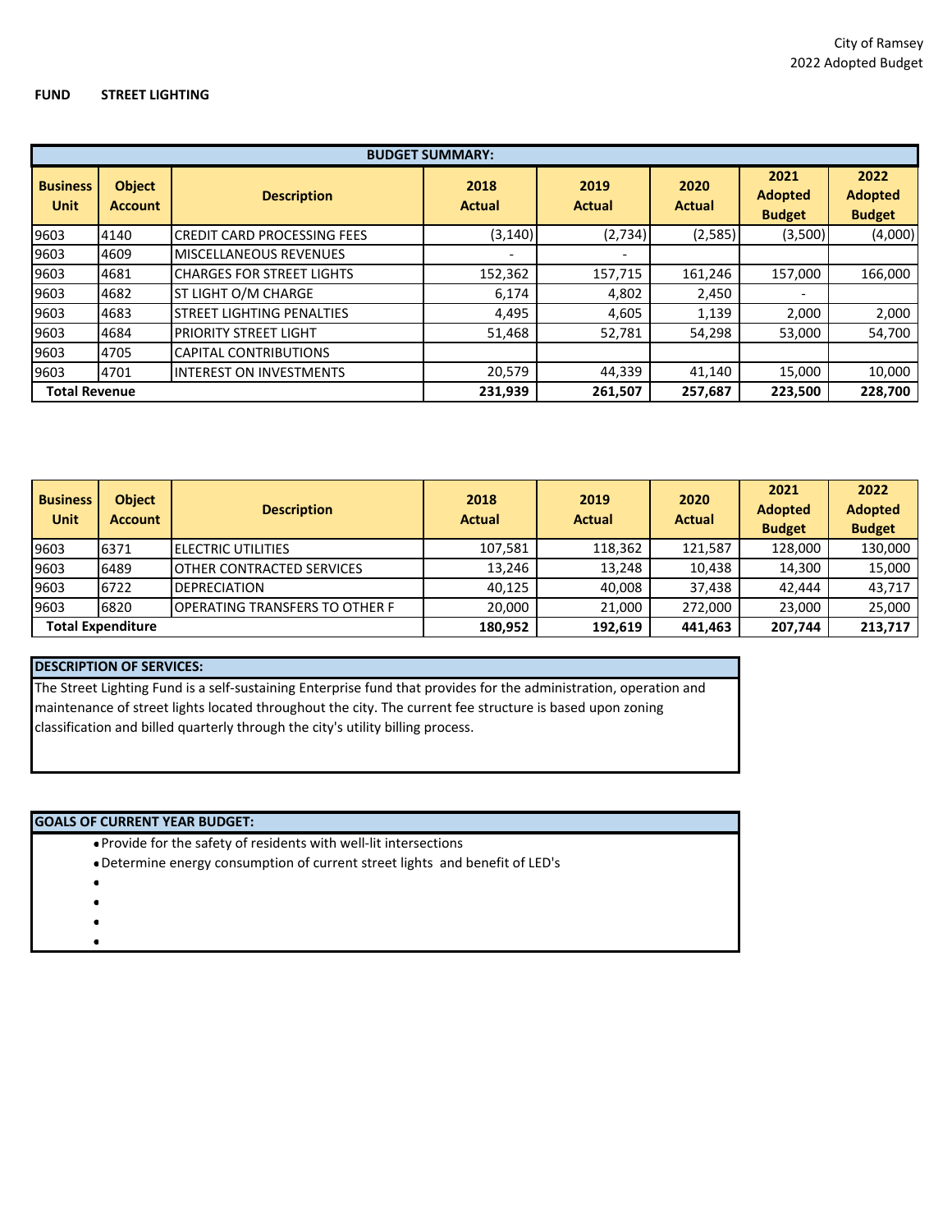City of Ramsey
2022 Adopted Budget

**FUND STREET LIGHTING**

| Business Unit | Object Account | Description | 2018 Actual | 2019 Actual | 2020 Actual | 2021 Adopted Budget | 2022 Adopted Budget |
|---|---|---|---|---|---|---|---|
| 9603 | 4140 | CREDIT CARD PROCESSING FEES | (3,140) | (2,734) | (2,585) | (3,500) | (4,000) |
| 9603 | 4609 | MISCELLANEOUS REVENUES | - | - | | | |
| 9603 | 4681 | CHARGES FOR STREET LIGHTS | 152,362 | 157,715 | 161,246 | 157,000 | 166,000 |
| 9603 | 4682 | ST LIGHT O/M CHARGE | 6,174 | 4,802 | 2,450 | - | |
| 9603 | 4683 | STREET LIGHTING PENALTIES | 4,495 | 4,605 | 1,139 | 2,000 | 2,000 |
| 9603 | 4684 | PRIORITY STREET LIGHT | 51,468 | 52,781 | 54,298 | 53,000 | 54,700 |
| 9603 | 4705 | CAPITAL CONTRIBUTIONS | | | | | |
| 9603 | 4701 | INTEREST ON INVESTMENTS | 20,579 | 44,339 | 41,140 | 15,000 | 10,000 |
| **Total Revenue** | | | **231,939** | **261,507** | **257,687** | **223,500** | **228,700** |

| Business Unit | Object Account | Description | 2018 Actual | 2019 Actual | 2020 Actual | 2021 Adopted Budget | 2022 Adopted Budget |
|---|---|---|---|---|---|---|---|
| 9603 | 6371 | ELECTRIC UTILITIES | 107,581 | 118,362 | 121,587 | 128,000 | 130,000 |
| 9603 | 6489 | OTHER CONTRACTED SERVICES | 13,246 | 13,248 | 10,438 | 14,300 | 15,000 |
| 9603 | 6722 | DEPRECIATION | 40,125 | 40,008 | 37,438 | 42,444 | 43,717 |
| 9603 | 6820 | OPERATING TRANSFERS TO OTHER F | 20,000 | 21,000 | 272,000 | 23,000 | 25,000 |
| **Total Expenditure** | | | **180,952** | **192,619** | **441,463** | **207,744** | **213,717** |

**DESCRIPTION OF SERVICES:**

The Street Lighting Fund is a self-sustaining Enterprise fund that provides for the administration, operation and maintenance of street lights located throughout the city. The current fee structure is based upon zoning classification and billed quarterly through the city's utility billing process.

**GOALS OF CURRENT YEAR BUDGET:**

- Provide for the safety of residents with well-lit intersections
- Determine energy consumption of current street lights and benefit of LED's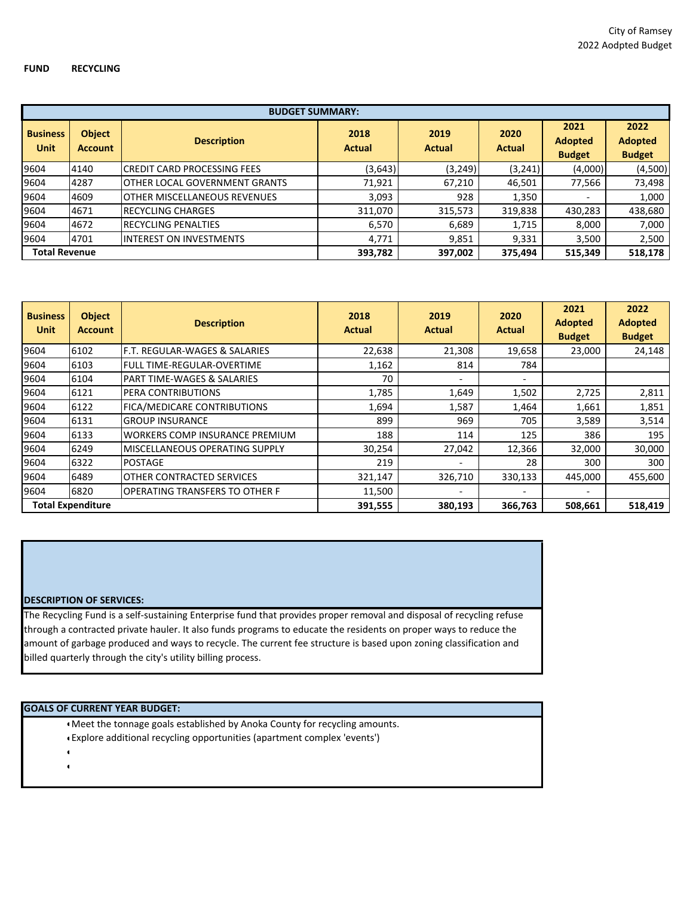City of Ramsey
2022 Aodpted Budget

**FUND RECYCLING**

| BUDGET SUMMARY: | | | | | | | |
|---|---|---|---|---|---|---|---|
| **Business Unit** | **Object Account** | **Description** | **2018 Actual** | **2019 Actual** | **2020 Actual** | **2021 Adopted Budget** | **2022 Adopted Budget** |
| 9604 | 4140 | CREDIT CARD PROCESSING FEES | (3,643) | (3,249) | (3,241) | (4,000) | (4,500) |
| 9604 | 4287 | OTHER LOCAL GOVERNMENT GRANTS | 71,921 | 67,210 | 46,501 | 77,566 | 73,498 |
| 9604 | 4609 | OTHER MISCELLANEOUS REVENUES | 3,093 | 928 | 1,350 | - | 1,000 |
| 9604 | 4671 | RECYCLING CHARGES | 311,070 | 315,573 | 319,838 | 430,283 | 438,680 |
| 9604 | 4672 | RECYCLING PENALTIES | 6,570 | 6,689 | 1,715 | 8,000 | 7,000 |
| 9604 | 4701 | INTEREST ON INVESTMENTS | 4,771 | 9,851 | 9,331 | 3,500 | 2,500 |
| **Total Revenue** | | | **393,782** | **397,002** | **375,494** | **515,349** | **518,178** |

| **Business Unit** | **Object Account** | **Description** | **2018 Actual** | **2019 Actual** | **2020 Actual** | **2021 Adopted Budget** | **2022 Adopted Budget** |
|---|---|---|---|---|---|---|---|
| 9604 | 6102 | F.T. REGULAR-WAGES & SALARIES | 22,638 | 21,308 | 19,658 | 23,000 | 24,148 |
| 9604 | 6103 | FULL TIME-REGULAR-OVERTIME | 1,162 | 814 | 784 | | |
| 9604 | 6104 | PART TIME-WAGES & SALARIES | 70 | - | - | | |
| 9604 | 6121 | PERA CONTRIBUTIONS | 1,785 | 1,649 | 1,502 | 2,725 | 2,811 |
| 9604 | 6122 | FICA/MEDICARE CONTRIBUTIONS | 1,694 | 1,587 | 1,464 | 1,661 | 1,851 |
| 9604 | 6131 | GROUP INSURANCE | 899 | 969 | 705 | 3,589 | 3,514 |
| 9604 | 6133 | WORKERS COMP INSURANCE PREMIUM | 188 | 114 | 125 | 386 | 195 |
| 9604 | 6249 | MISCELLANEOUS OPERATING SUPPLY | 30,254 | 27,042 | 12,366 | 32,000 | 30,000 |
| 9604 | 6322 | POSTAGE | 219 | - | 28 | 300 | 300 |
| 9604 | 6489 | OTHER CONTRACTED SERVICES | 321,147 | 326,710 | 330,133 | 445,000 | 455,600 |
| 9604 | 6820 | OPERATING TRANSFERS TO OTHER F | 11,500 | - | - | - | |
| **Total Expenditure** | | | **391,555** | **380,193** | **366,763** | **508,661** | **518,419** |

**DESCRIPTION OF SERVICES:**

The Recycling Fund is a self-sustaining Enterprise fund that provides proper removal and disposal of recycling refuse through a contracted private hauler. It also funds programs to educate the residents on proper ways to reduce the amount of garbage produced and ways to recycle. The current fee structure is based upon zoning classification and billed quarterly through the city's utility billing process.

**GOALS OF CURRENT YEAR BUDGET:**

- Meet the tonnage goals established by Anoka County for recycling amounts.
- Explore additional recycling opportunities (apartment complex 'events')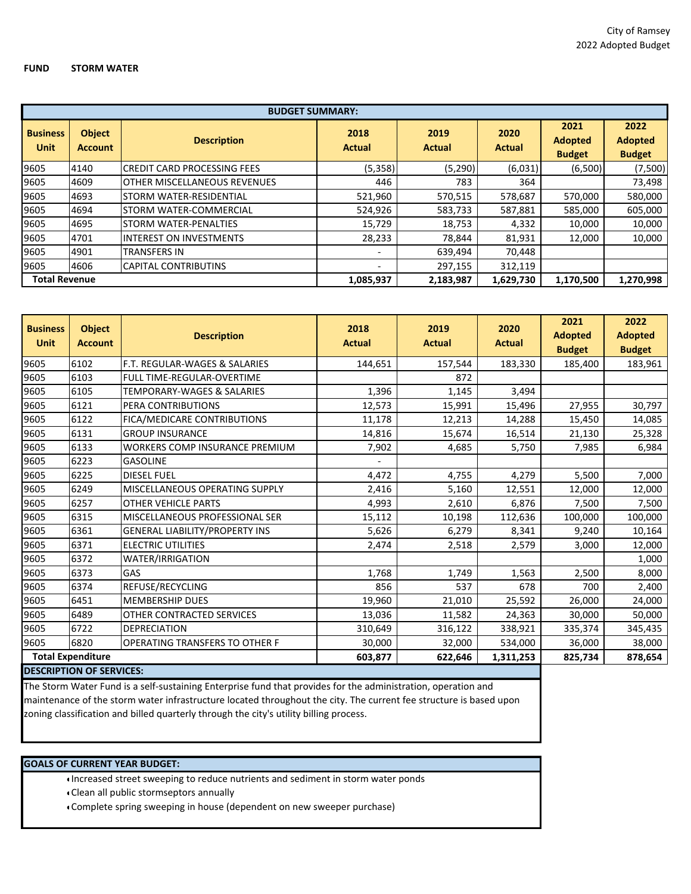**FUND STORM WATER**

| BUDGET SUMMARY: | | | | | | | |
|---|---|---|---|---|---|---|---|
| Business Unit | Object Account | Description | 2018 Actual | 2019 Actual | 2020 Actual | 2021 Adopted Budget | 2022 Adopted Budget |
| 9605 | 4140 | CREDIT CARD PROCESSING FEES | (5,358) | (5,290) | (6,031) | (6,500) | (7,500) |
| 9605 | 4609 | OTHER MISCELLANEOUS REVENUES | 446 | 783 | 364 | | 73,498 |
| 9605 | 4693 | STORM WATER-RESIDENTIAL | 521,960 | 570,515 | 578,687 | 570,000 | 580,000 |
| 9605 | 4694 | STORM WATER-COMMERCIAL | 524,926 | 583,733 | 587,881 | 585,000 | 605,000 |
| 9605 | 4695 | STORM WATER-PENALTIES | 15,729 | 18,753 | 4,332 | 10,000 | 10,000 |
| 9605 | 4701 | INTEREST ON INVESTMENTS | 28,233 | 78,844 | 81,931 | 12,000 | 10,000 |
| 9605 | 4901 | TRANSFERS IN | - | 639,494 | 70,448 | | |
| 9605 | 4606 | CAPITAL CONTRIBUTINS | - | 297,155 | 312,119 | | |
| **Total Revenue** | | | **1,085,937** | **2,183,987** | **1,629,730** | **1,170,500** | **1,270,998** |

| Business Unit | Object Account | Description | 2018 Actual | 2019 Actual | 2020 Actual | 2021 Adopted Budget | 2022 Adopted Budget |
|---|---|---|---|---|---|---|---|
| 9605 | 6102 | F.T. REGULAR-WAGES & SALARIES | 144,651 | 157,544 | 183,330 | 185,400 | 183,961 |
| 9605 | 6103 | FULL TIME-REGULAR-OVERTIME | | 872 | | | |
| 9605 | 6105 | TEMPORARY-WAGES & SALARIES | 1,396 | 1,145 | 3,494 | | |
| 9605 | 6121 | PERA CONTRIBUTIONS | 12,573 | 15,991 | 15,496 | 27,955 | 30,797 |
| 9605 | 6122 | FICA/MEDICARE CONTRIBUTIONS | 11,178 | 12,213 | 14,288 | 15,450 | 14,085 |
| 9605 | 6131 | GROUP INSURANCE | 14,816 | 15,674 | 16,514 | 21,130 | 25,328 |
| 9605 | 6133 | WORKERS COMP INSURANCE PREMIUM | 7,902 | 4,685 | 5,750 | 7,985 | 6,984 |
| 9605 | 6223 | GASOLINE | - | | | | |
| 9605 | 6225 | DIESEL FUEL | 4,472 | 4,755 | 4,279 | 5,500 | 7,000 |
| 9605 | 6249 | MISCELLANEOUS OPERATING SUPPLY | 2,416 | 5,160 | 12,551 | 12,000 | 12,000 |
| 9605 | 6257 | OTHER VEHICLE PARTS | 4,993 | 2,610 | 6,876 | 7,500 | 7,500 |
| 9605 | 6315 | MISCELLANEOUS PROFESSIONAL SER | 15,112 | 10,198 | 112,636 | 100,000 | 100,000 |
| 9605 | 6361 | GENERAL LIABILITY/PROPERTY INS | 5,626 | 6,279 | 8,341 | 9,240 | 10,164 |
| 9605 | 6371 | ELECTRIC UTILITIES | 2,474 | 2,518 | 2,579 | 3,000 | 12,000 |
| 9605 | 6372 | WATER/IRRIGATION | | | | | 1,000 |
| 9605 | 6373 | GAS | 1,768 | 1,749 | 1,563 | 2,500 | 8,000 |
| 9605 | 6374 | REFUSE/RECYCLING | 856 | 537 | 678 | 700 | 2,400 |
| 9605 | 6451 | MEMBERSHIP DUES | 19,960 | 21,010 | 25,592 | 26,000 | 24,000 |
| 9605 | 6489 | OTHER CONTRACTED SERVICES | 13,036 | 11,582 | 24,363 | 30,000 | 50,000 |
| 9605 | 6722 | DEPRECIATION | 310,649 | 316,122 | 338,921 | 335,374 | 345,435 |
| 9605 | 6820 | OPERATING TRANSFERS TO OTHER F | 30,000 | 32,000 | 534,000 | 36,000 | 38,000 |
| **Total Expenditure** | | | **603,877** | **622,646** | **1,311,253** | **825,734** | **878,654** |

**DESCRIPTION OF SERVICES:**

The Storm Water Fund is a self-sustaining Enterprise fund that provides for the administration, operation and maintenance of the storm water infrastructure located throughout the city. The current fee structure is based upon zoning classification and billed quarterly through the city's utility billing process.

**GOALS OF CURRENT YEAR BUDGET:**

- Increased street sweeping to reduce nutrients and sediment in storm water ponds
- Clean all public stormseptors annually
- Complete spring sweeping in house (dependent on new sweeper purchase)